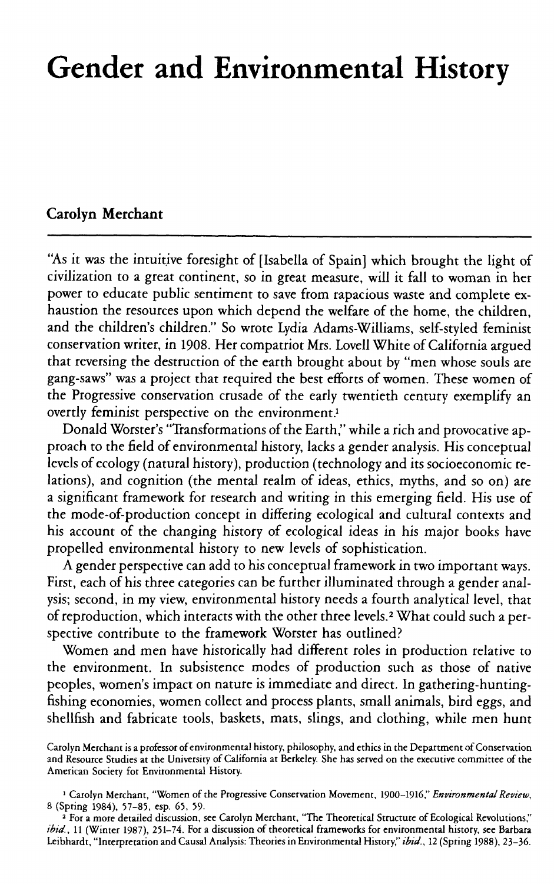# Gender and Environmental History

**Carolyn Merchant**

"As it was the intuitive foresight of [Isabella of Spain] which brought the light of civilization to a great continent, so in great measure, will it fall to woman in her power to educate public sentiment to save from rapacious waste and complete exhaustion the resources upon which depend the welfare of the home, the children, and the children's children." So wrote Lydia Adams-Williams, self-styled feminist conservation writer, in 1908. Her compatriot Mrs. Lovell White of California argued that reversing the destruction of the earth brought about by "men whose souls are gang-saws" was a project that required the best efforts of women. These women of the Progressive conservation crusade of the early twentieth century exemplify an overtly feminist perspective on the environment.[1]

Donald Worster's "Transformations of the Earth," while a rich and provocative approach to the field of environmental history, lacks a gender analysis. His conceptual levels of ecology (natural history), production (technology and its socioeconomic relations), and cognition (the mental realm of ideas, ethics, myths, and so on) are a significant framework for research and writing in this emerging field. His use of the mode-of-production concept in differing ecological and cultural contexts and his account of the changing history of ecological ideas in his major books have propelled environmental history to new levels of sophistication.

A gender perspective can add to his conceptual framework in two important ways. First, each of his three categories can be further illuminated through a gender analysis; second, in my view, environmental history needs a fourth analytical level, that of reproduction, which interacts with the other three levels.[2] What could such a perspective contribute to the framework Worster has outlined?

Women and men have historically had different roles in production relative to the environment. In subsistence modes of production such as those of native peoples, women's impact on nature is immediate and direct. In gathering-hunting-fishing economies, women collect and process plants, small animals, bird eggs, and shellfish and fabricate tools, baskets, mats, slings, and clothing, while men hunt

Carolyn Merchant is a professor of environmental history, philosophy, and ethics in the Department of Conservation and Resource Studies at the University of California at Berkeley. She has served on the executive committee of the American Society for Environmental History.

[1] Carolyn Merchant, "Women of the Progressive Conservation Movement, 1900–1916," *Environmental Review*, 8 (Spring 1984), 57–85, esp. 65, 59.

[2] For a more detailed discussion, see Carolyn Merchant, "The Theoretical Structure of Ecological Revolutions," *ibid.*, 11 (Winter 1987), 251–74. For a discussion of theoretical frameworks for environmental history, see Barbara Leibhardt, "Interpretation and Causal Analysis: Theories in Environmental History," *ibid.*, 12 (Spring 1988), 23–36.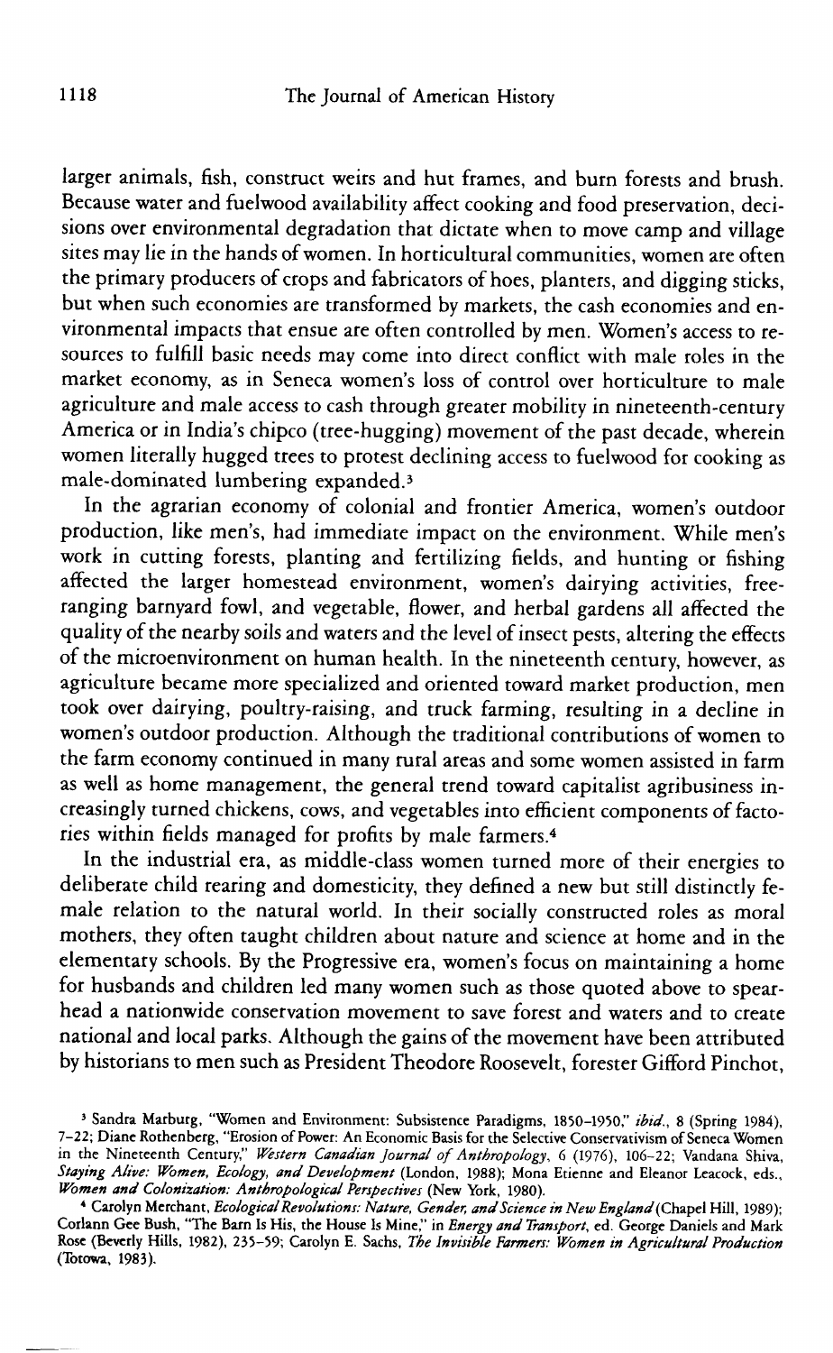larger animals, fish, construct weirs and hut frames, and burn forests and brush. Because water and fuelwood availability affect cooking and food preservation, decisions over environmental degradation that dictate when to move camp and village sites may lie in the hands of women. In horticultural communities, women are often the primary producers of crops and fabricators of hoes, planters, and digging sticks, but when such economies are transformed by markets, the cash economies and environmental impacts that ensue are often controlled by men. Women's access to resources to fulfill basic needs may come into direct conflict with male roles in the market economy, as in Seneca women's loss of control over horticulture to male agriculture and male access to cash through greater mobility in nineteenth-century America or in India's chipco (tree-hugging) movement of the past decade, wherein women literally hugged trees to protest declining access to fuelwood for cooking as male-dominated lumbering expanded.[3]

In the agrarian economy of colonial and frontier America, women's outdoor production, like men's, had immediate impact on the environment. While men's work in cutting forests, planting and fertilizing fields, and hunting or fishing affected the larger homestead environment, women's dairying activities, free-ranging barnyard fowl, and vegetable, flower, and herbal gardens all affected the quality of the nearby soils and waters and the level of insect pests, altering the effects of the microenvironment on human health. In the nineteenth century, however, as agriculture became more specialized and oriented toward market production, men took over dairying, poultry-raising, and truck farming, resulting in a decline in women's outdoor production. Although the traditional contributions of women to the farm economy continued in many rural areas and some women assisted in farm as well as home management, the general trend toward capitalist agribusiness increasingly turned chickens, cows, and vegetables into efficient components of factories within fields managed for profits by male farmers.[4]

In the industrial era, as middle-class women turned more of their energies to deliberate child rearing and domesticity, they defined a new but still distinctly female relation to the natural world. In their socially constructed roles as moral mothers, they often taught children about nature and science at home and in the elementary schools. By the Progressive era, women's focus on maintaining a home for husbands and children led many women such as those quoted above to spearhead a nationwide conservation movement to save forest and waters and to create national and local parks. Although the gains of the movement have been attributed by historians to men such as President Theodore Roosevelt, forester Gifford Pinchot,

[3] Sandra Marburg, "Women and Environment: Subsistence Paradigms, 1850–1950," *ibid.*, 8 (Spring 1984), 7–22; Diane Rothenberg, "Erosion of Power: An Economic Basis for the Selective Conservativism of Seneca Women in the Nineteenth Century," *Western Canadian Journal of Anthropology*, 6 (1976), 106–22; Vandana Shiva, *Staying Alive: Women, Ecology, and Development* (London, 1988); Mona Etienne and Eleanor Leacock, eds., *Women and Colonization: Anthropological Perspectives* (New York, 1980).

[4] Carolyn Merchant, *Ecological Revolutions: Nature, Gender, and Science in New England* (Chapel Hill, 1989); Corlann Gee Bush, "The Barn Is His, the House Is Mine," in *Energy and Transport*, ed. George Daniels and Mark Rose (Beverly Hills, 1982), 235–59; Carolyn E. Sachs, *The Invisible Farmers: Women in Agricultural Production* (Totowa, 1983).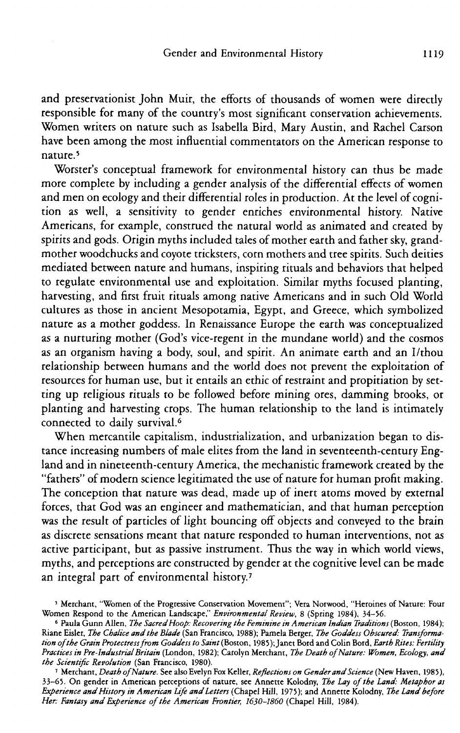and preservationist John Muir, the efforts of thousands of women were directly responsible for many of the country's most significant conservation achievements. Women writers on nature such as Isabella Bird, Mary Austin, and Rachel Carson have been among the most influential commentators on the American response to nature.[5]

Worster's conceptual framework for environmental history can thus be made more complete by including a gender analysis of the differential effects of women and men on ecology and their differential roles in production. At the level of cognition as well, a sensitivity to gender enriches environmental history. Native Americans, for example, construed the natural world as animated and created by spirits and gods. Origin myths included tales of mother earth and father sky, grandmother woodchucks and coyote tricksters, corn mothers and tree spirits. Such deities mediated between nature and humans, inspiring rituals and behaviors that helped to regulate environmental use and exploitation. Similar myths focused planting, harvesting, and first fruit rituals among native Americans and in such Old World cultures as those in ancient Mesopotamia, Egypt, and Greece, which symbolized nature as a mother goddess. In Renaissance Europe the earth was conceptualized as a nurturing mother (God's vice-regent in the mundane world) and the cosmos as an organism having a body, soul, and spirit. An animate earth and an I/thou relationship between humans and the world does not prevent the exploitation of resources for human use, but it entails an ethic of restraint and propitiation by setting up religious rituals to be followed before mining ores, damming brooks, or planting and harvesting crops. The human relationship to the land is intimately connected to daily survival.[6]

When mercantile capitalism, industrialization, and urbanization began to distance increasing numbers of male elites from the land in seventeenth-century England and in nineteenth-century America, the mechanistic framework created by the "fathers" of modern science legitimated the use of nature for human profit making. The conception that nature was dead, made up of inert atoms moved by external forces, that God was an engineer and mathematician, and that human perception was the result of particles of light bouncing off objects and conveyed to the brain as discrete sensations meant that nature responded to human interventions, not as active participant, but as passive instrument. Thus the way in which world views, myths, and perceptions are constructed by gender at the cognitive level can be made an integral part of environmental history.[7]

[5] Merchant, "Women of the Progressive Conservation Movement"; Vera Norwood, "Heroines of Nature: Four Women Respond to the American Landscape," *Environmental Review*, 8 (Spring 1984), 34–56.

[6] Paula Gunn Allen, *The Sacred Hoop: Recovering the Feminine in American Indian Traditions* (Boston, 1984); Riane Eisler, *The Chalice and the Blade* (San Francisco, 1988); Pamela Berger, *The Goddess Obscured: Transformation of the Grain Protectress from Goddess to Saint* (Boston, 1985); Janet Bord and Colin Bord, *Earth Rites: Fertility Practices in Pre-Industrial Britain* (London, 1982); Carolyn Merchant, *The Death of Nature: Women, Ecology, and the Scientific Revolution* (San Francisco, 1980).

[7] Merchant, *Death of Nature*. See also Evelyn Fox Keller, *Reflections on Gender and Science* (New Haven, 1985), 33–65. On gender in American perceptions of nature, see Annette Kolodny, *The Lay of the Land: Metaphor as Experience and History in American Life and Letters* (Chapel Hill, 1975); and Annette Kolodny, *The Land before Her: Fantasy and Experience of the American Frontier, 1630–1860* (Chapel Hill, 1984).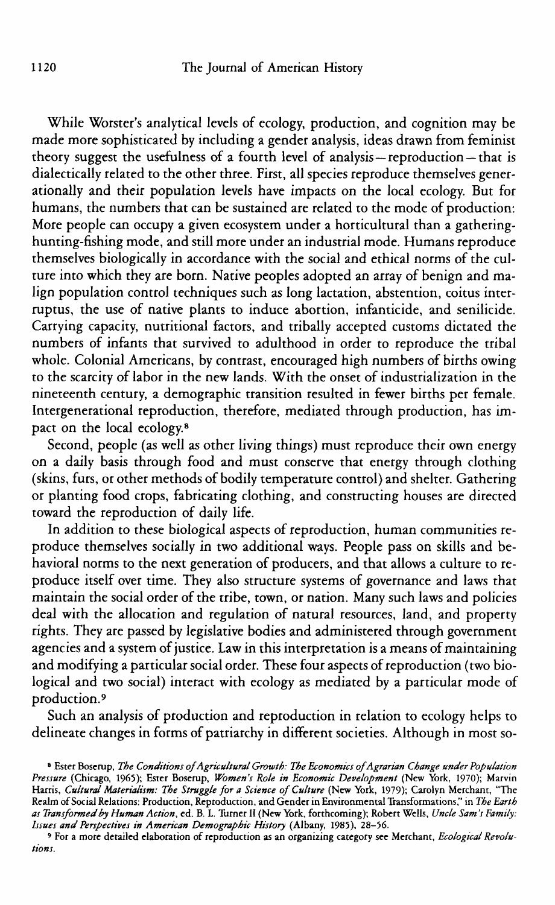While Worster's analytical levels of ecology, production, and cognition may be made more sophisticated by including a gender analysis, ideas drawn from feminist theory suggest the usefulness of a fourth level of analysis—reproduction—that is dialectically related to the other three. First, all species reproduce themselves generationally and their population levels have impacts on the local ecology. But for humans, the numbers that can be sustained are related to the mode of production: More people can occupy a given ecosystem under a horticultural than a gathering-hunting-fishing mode, and still more under an industrial mode. Humans reproduce themselves biologically in accordance with the social and ethical norms of the culture into which they are born. Native peoples adopted an array of benign and malign population control techniques such as long lactation, abstention, coitus interruptus, the use of native plants to induce abortion, infanticide, and senilicide. Carrying capacity, nutritional factors, and tribally accepted customs dictated the numbers of infants that survived to adulthood in order to reproduce the tribal whole. Colonial Americans, by contrast, encouraged high numbers of births owing to the scarcity of labor in the new lands. With the onset of industrialization in the nineteenth century, a demographic transition resulted in fewer births per female. Intergenerational reproduction, therefore, mediated through production, has impact on the local ecology.[8]

Second, people (as well as other living things) must reproduce their own energy on a daily basis through food and must conserve that energy through clothing (skins, furs, or other methods of bodily temperature control) and shelter. Gathering or planting food crops, fabricating clothing, and constructing houses are directed toward the reproduction of daily life.

In addition to these biological aspects of reproduction, human communities reproduce themselves socially in two additional ways. People pass on skills and behavioral norms to the next generation of producers, and that allows a culture to reproduce itself over time. They also structure systems of governance and laws that maintain the social order of the tribe, town, or nation. Many such laws and policies deal with the allocation and regulation of natural resources, land, and property rights. They are passed by legislative bodies and administered through government agencies and a system of justice. Law in this interpretation is a means of maintaining and modifying a particular social order. These four aspects of reproduction (two biological and two social) interact with ecology as mediated by a particular mode of production.[9]

Such an analysis of production and reproduction in relation to ecology helps to delineate changes in forms of patriarchy in different societies. Although in most so-

[8] Ester Boserup, *The Conditions of Agricultural Growth: The Economics of Agrarian Change under Population Pressure* (Chicago, 1965); Ester Boserup, *Women's Role in Economic Development* (New York, 1970); Marvin Harris, *Cultural Materialism: The Struggle for a Science of Culture* (New York, 1979); Carolyn Merchant, "The Realm of Social Relations: Production, Reproduction, and Gender in Environmental Transformations," in *The Earth as Transformed by Human Action*, ed. B. L. Turner II (New York, forthcoming); Robert Wells, *Uncle Sam's Family: Issues and Perspectives in American Demographic History* (Albany, 1985), 28–56.

[9] For a more detailed elaboration of reproduction as an organizing category see Merchant, *Ecological Revolutions*.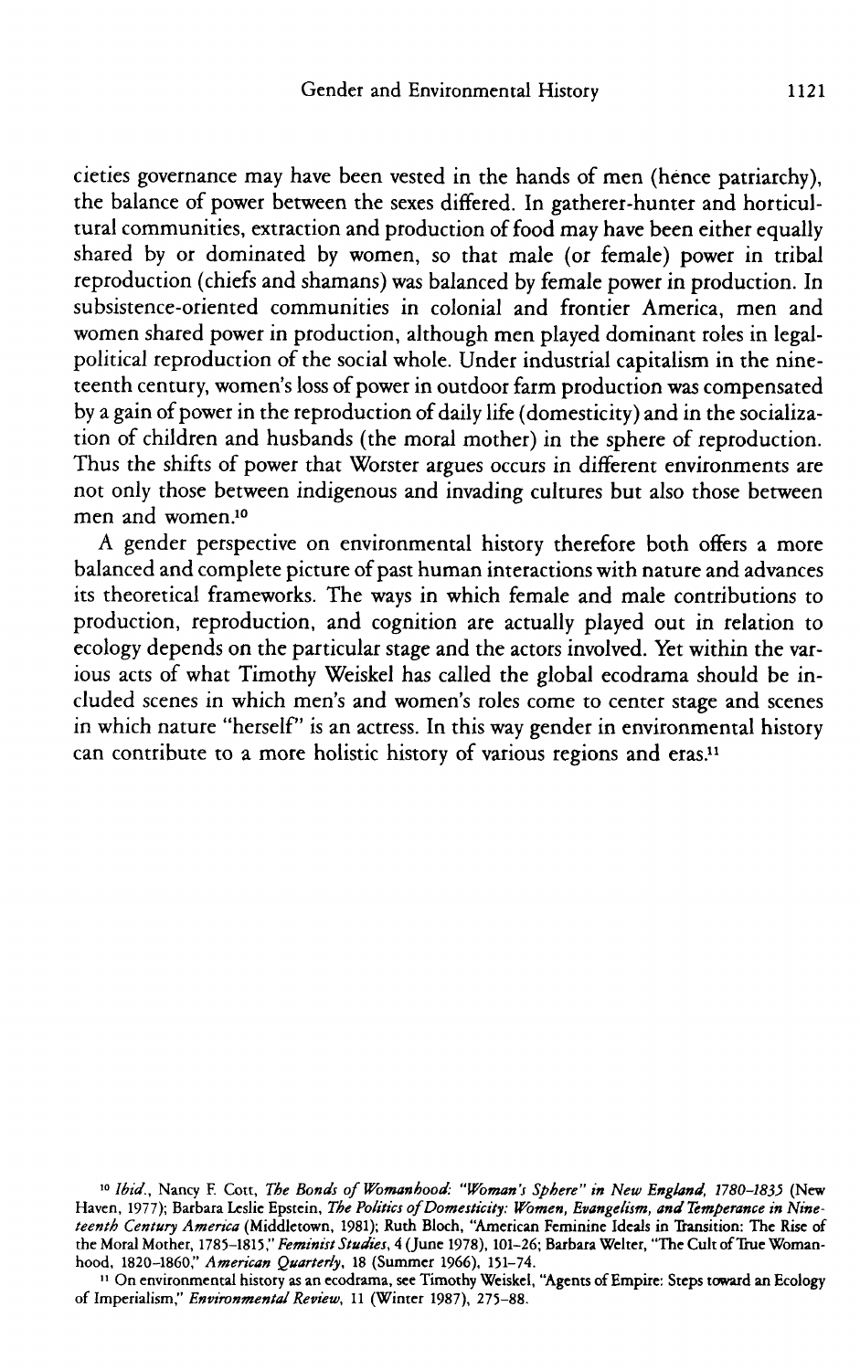cieties governance may have been vested in the hands of men (hence patriarchy), the balance of power between the sexes differed. In gatherer-hunter and horticultural communities, extraction and production of food may have been either equally shared by or dominated by women, so that male (or female) power in tribal reproduction (chiefs and shamans) was balanced by female power in production. In subsistence-oriented communities in colonial and frontier America, men and women shared power in production, although men played dominant roles in legal-political reproduction of the social whole. Under industrial capitalism in the nineteenth century, women's loss of power in outdoor farm production was compensated by a gain of power in the reproduction of daily life (domesticity) and in the socialization of children and husbands (the moral mother) in the sphere of reproduction. Thus the shifts of power that Worster argues occurs in different environments are not only those between indigenous and invading cultures but also those between men and women.[10]

A gender perspective on environmental history therefore both offers a more balanced and complete picture of past human interactions with nature and advances its theoretical frameworks. The ways in which female and male contributions to production, reproduction, and cognition are actually played out in relation to ecology depends on the particular stage and the actors involved. Yet within the various acts of what Timothy Weiskel has called the global ecodrama should be included scenes in which men's and women's roles come to center stage and scenes in which nature "herself" is an actress. In this way gender in environmental history can contribute to a more holistic history of various regions and eras.[11]

[10] *Ibid.*, Nancy F. Cott, *The Bonds of Womanhood: "Woman's Sphere" in New England, 1780–1835* (New Haven, 1977); Barbara Leslie Epstein, *The Politics of Domesticity: Women, Evangelism, and Temperance in Nineteenth Century America* (Middletown, 1981); Ruth Bloch, "American Feminine Ideals in Transition: The Rise of the Moral Mother, 1785–1815," *Feminist Studies*, 4 (June 1978), 101–26; Barbara Welter, "The Cult of True Womanhood, 1820–1860," *American Quarterly*, 18 (Summer 1966), 151–74.

[11] On environmental history as an ecodrama, see Timothy Weiskel, "Agents of Empire: Steps toward an Ecology of Imperialism," *Environmental Review*, 11 (Winter 1987), 275–88.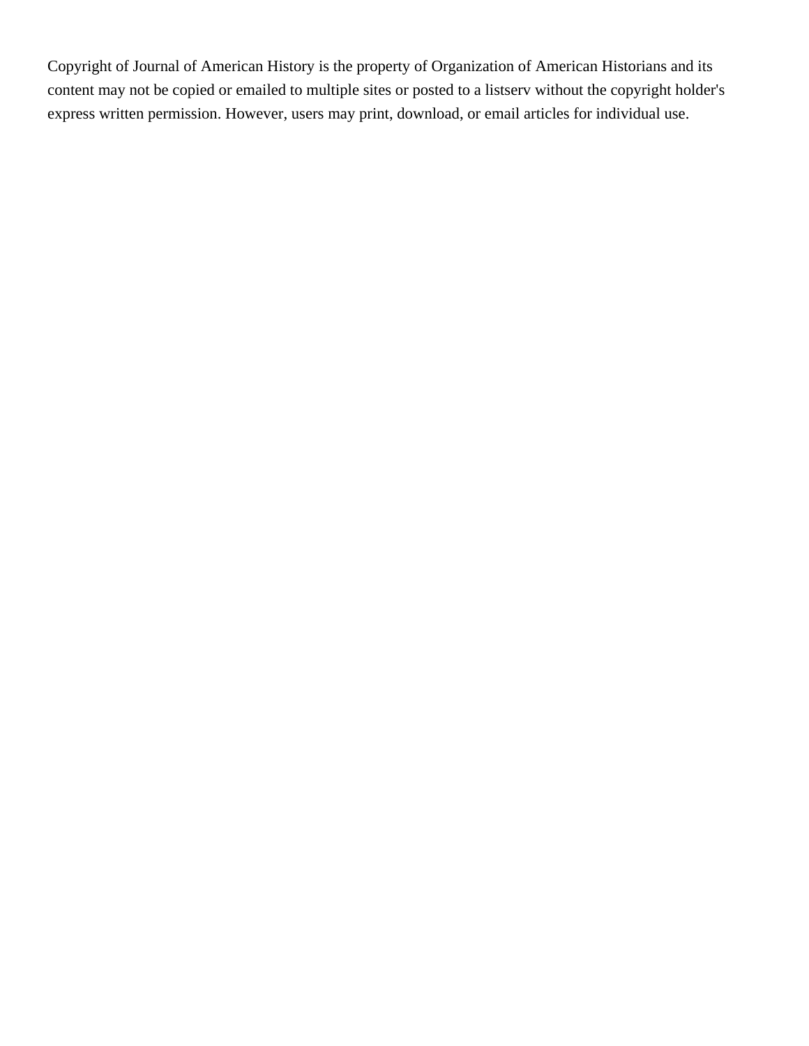Copyright of Journal of American History is the property of Organization of American Historians and its content may not be copied or emailed to multiple sites or posted to a listserv without the copyright holder's express written permission. However, users may print, download, or email articles for individual use.